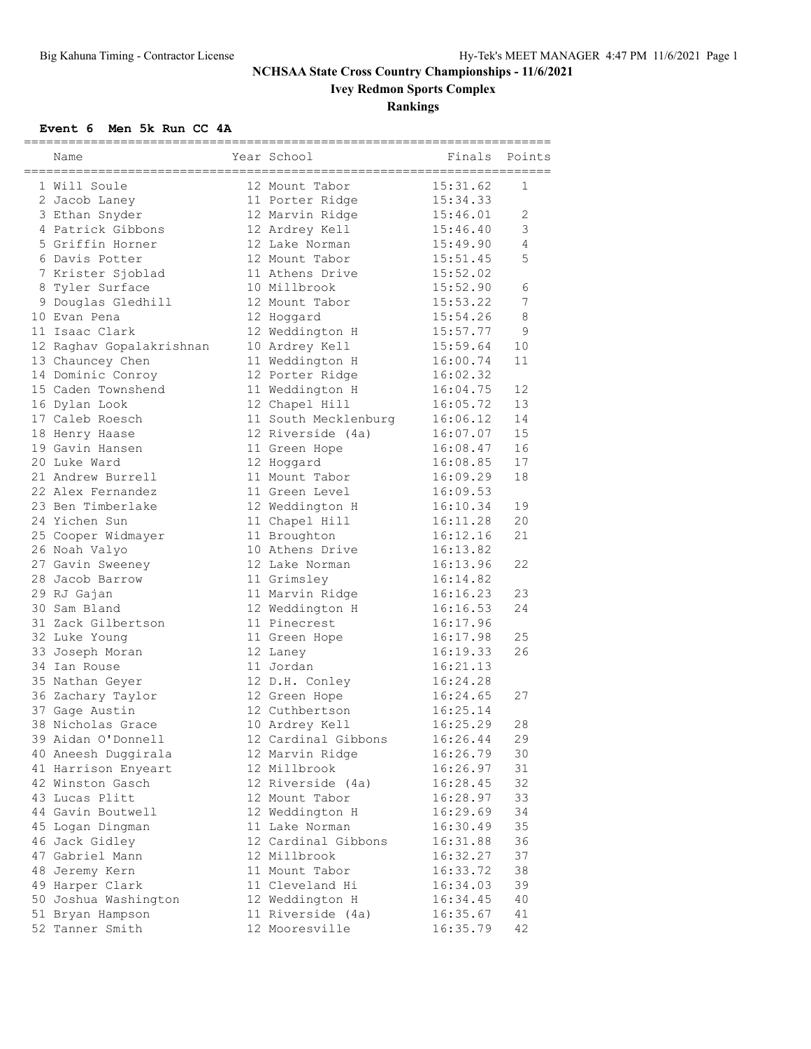# NCHSAA State Cross Country Championships - 11/6/2021

## Ivey Redmon Sports Complex

## Rankings

### Event 6 Men 5k Run CC 4A

| | Name | Year | School | Finals | Points |
|---|---|---|---|---|---|
| 1 | Will Soule | 12 | Mount Tabor | 15:31.62 | 1 |
| 2 | Jacob Laney | 11 | Porter Ridge | 15:34.33 | |
| 3 | Ethan Snyder | 12 | Marvin Ridge | 15:46.01 | 2 |
| 4 | Patrick Gibbons | 12 | Ardrey Kell | 15:46.40 | 3 |
| 5 | Griffin Horner | 12 | Lake Norman | 15:49.90 | 4 |
| 6 | Davis Potter | 12 | Mount Tabor | 15:51.45 | 5 |
| 7 | Krister Sjoblad | 11 | Athens Drive | 15:52.02 | |
| 8 | Tyler Surface | 10 | Millbrook | 15:52.90 | 6 |
| 9 | Douglas Gledhill | 12 | Mount Tabor | 15:53.22 | 7 |
| 10 | Evan Pena | 12 | Hoggard | 15:54.26 | 8 |
| 11 | Isaac Clark | 12 | Weddington H | 15:57.77 | 9 |
| 12 | Raghav Gopalakrishnan | 10 | Ardrey Kell | 15:59.64 | 10 |
| 13 | Chauncey Chen | 11 | Weddington H | 16:00.74 | 11 |
| 14 | Dominic Conroy | 12 | Porter Ridge | 16:02.32 | |
| 15 | Caden Townshend | 11 | Weddington H | 16:04.75 | 12 |
| 16 | Dylan Look | 12 | Chapel Hill | 16:05.72 | 13 |
| 17 | Caleb Roesch | 11 | South Mecklenburg | 16:06.12 | 14 |
| 18 | Henry Haase | 12 | Riverside (4a) | 16:07.07 | 15 |
| 19 | Gavin Hansen | 11 | Green Hope | 16:08.47 | 16 |
| 20 | Luke Ward | 12 | Hoggard | 16:08.85 | 17 |
| 21 | Andrew Burrell | 11 | Mount Tabor | 16:09.29 | 18 |
| 22 | Alex Fernandez | 11 | Green Level | 16:09.53 | |
| 23 | Ben Timberlake | 12 | Weddington H | 16:10.34 | 19 |
| 24 | Yichen Sun | 11 | Chapel Hill | 16:11.28 | 20 |
| 25 | Cooper Widmayer | 11 | Broughton | 16:12.16 | 21 |
| 26 | Noah Valyo | 10 | Athens Drive | 16:13.82 | |
| 27 | Gavin Sweeney | 12 | Lake Norman | 16:13.96 | 22 |
| 28 | Jacob Barrow | 11 | Grimsley | 16:14.82 | |
| 29 | RJ Gajan | 11 | Marvin Ridge | 16:16.23 | 23 |
| 30 | Sam Bland | 12 | Weddington H | 16:16.53 | 24 |
| 31 | Zack Gilbertson | 11 | Pinecrest | 16:17.96 | |
| 32 | Luke Young | 11 | Green Hope | 16:17.98 | 25 |
| 33 | Joseph Moran | 12 | Laney | 16:19.33 | 26 |
| 34 | Ian Rouse | 11 | Jordan | 16:21.13 | |
| 35 | Nathan Geyer | 12 | D.H. Conley | 16:24.28 | |
| 36 | Zachary Taylor | 12 | Green Hope | 16:24.65 | 27 |
| 37 | Gage Austin | 12 | Cuthbertson | 16:25.14 | |
| 38 | Nicholas Grace | 10 | Ardrey Kell | 16:25.29 | 28 |
| 39 | Aidan O'Donnell | 12 | Cardinal Gibbons | 16:26.44 | 29 |
| 40 | Aneesh Duggirala | 12 | Marvin Ridge | 16:26.79 | 30 |
| 41 | Harrison Enyeart | 12 | Millbrook | 16:26.97 | 31 |
| 42 | Winston Gasch | 12 | Riverside (4a) | 16:28.45 | 32 |
| 43 | Lucas Plitt | 12 | Mount Tabor | 16:28.97 | 33 |
| 44 | Gavin Boutwell | 12 | Weddington H | 16:29.69 | 34 |
| 45 | Logan Dingman | 11 | Lake Norman | 16:30.49 | 35 |
| 46 | Jack Gidley | 12 | Cardinal Gibbons | 16:31.88 | 36 |
| 47 | Gabriel Mann | 12 | Millbrook | 16:32.27 | 37 |
| 48 | Jeremy Kern | 11 | Mount Tabor | 16:33.72 | 38 |
| 49 | Harper Clark | 11 | Cleveland Hi | 16:34.03 | 39 |
| 50 | Joshua Washington | 12 | Weddington H | 16:34.45 | 40 |
| 51 | Bryan Hampson | 11 | Riverside (4a) | 16:35.67 | 41 |
| 52 | Tanner Smith | 12 | Mooresville | 16:35.79 | 42 |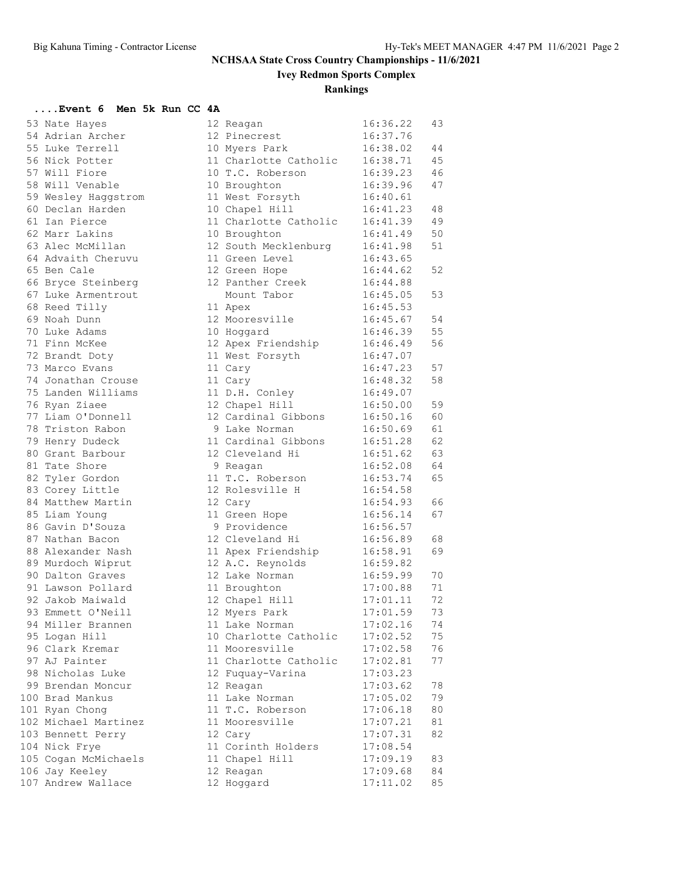# NCHSAA State Cross Country Championships - 11/6/2021

## Ivey Redmon Sports Complex

### Rankings

**....Event 6 Men 5k Run CC 4A**

| Place | Name | Yr | School | Time | Score |
|---|---|---|---|---|---|
| 53 | Nate Hayes | 12 | Reagan | 16:36.22 | 43 |
| 54 | Adrian Archer | 12 | Pinecrest | 16:37.76 | |
| 55 | Luke Terrell | 10 | Myers Park | 16:38.02 | 44 |
| 56 | Nick Potter | 11 | Charlotte Catholic | 16:38.71 | 45 |
| 57 | Will Fiore | 10 | T.C. Roberson | 16:39.23 | 46 |
| 58 | Will Venable | 10 | Broughton | 16:39.96 | 47 |
| 59 | Wesley Haggstrom | 11 | West Forsyth | 16:40.61 | |
| 60 | Declan Harden | 10 | Chapel Hill | 16:41.23 | 48 |
| 61 | Ian Pierce | 11 | Charlotte Catholic | 16:41.39 | 49 |
| 62 | Marr Lakins | 10 | Broughton | 16:41.49 | 50 |
| 63 | Alec McMillan | 12 | South Mecklenburg | 16:41.98 | 51 |
| 64 | Advaith Cheruvu | 11 | Green Level | 16:43.65 | |
| 65 | Ben Cale | 12 | Green Hope | 16:44.62 | 52 |
| 66 | Bryce Steinberg | 12 | Panther Creek | 16:44.88 | |
| 67 | Luke Armentrout | | Mount Tabor | 16:45.05 | 53 |
| 68 | Reed Tilly | 11 | Apex | 16:45.53 | |
| 69 | Noah Dunn | 12 | Mooresville | 16:45.67 | 54 |
| 70 | Luke Adams | 10 | Hoggard | 16:46.39 | 55 |
| 71 | Finn McKee | 12 | Apex Friendship | 16:46.49 | 56 |
| 72 | Brandt Doty | 11 | West Forsyth | 16:47.07 | |
| 73 | Marco Evans | 11 | Cary | 16:47.23 | 57 |
| 74 | Jonathan Crouse | 11 | Cary | 16:48.32 | 58 |
| 75 | Landen Williams | 11 | D.H. Conley | 16:49.07 | |
| 76 | Ryan Ziaee | 12 | Chapel Hill | 16:50.00 | 59 |
| 77 | Liam O'Donnell | 12 | Cardinal Gibbons | 16:50.16 | 60 |
| 78 | Triston Rabon | 9 | Lake Norman | 16:50.69 | 61 |
| 79 | Henry Dudeck | 11 | Cardinal Gibbons | 16:51.28 | 62 |
| 80 | Grant Barbour | 12 | Cleveland Hi | 16:51.62 | 63 |
| 81 | Tate Shore | 9 | Reagan | 16:52.08 | 64 |
| 82 | Tyler Gordon | 11 | T.C. Roberson | 16:53.74 | 65 |
| 83 | Corey Little | 12 | Rolesville H | 16:54.58 | |
| 84 | Matthew Martin | 12 | Cary | 16:54.93 | 66 |
| 85 | Liam Young | 11 | Green Hope | 16:56.14 | 67 |
| 86 | Gavin D'Souza | 9 | Providence | 16:56.57 | |
| 87 | Nathan Bacon | 12 | Cleveland Hi | 16:56.89 | 68 |
| 88 | Alexander Nash | 11 | Apex Friendship | 16:58.91 | 69 |
| 89 | Murdoch Wiprut | 12 | A.C. Reynolds | 16:59.82 | |
| 90 | Dalton Graves | 12 | Lake Norman | 16:59.99 | 70 |
| 91 | Lawson Pollard | 11 | Broughton | 17:00.88 | 71 |
| 92 | Jakob Maiwald | 12 | Chapel Hill | 17:01.11 | 72 |
| 93 | Emmett O'Neill | 12 | Myers Park | 17:01.59 | 73 |
| 94 | Miller Brannen | 11 | Lake Norman | 17:02.16 | 74 |
| 95 | Logan Hill | 10 | Charlotte Catholic | 17:02.52 | 75 |
| 96 | Clark Kremar | 11 | Mooresville | 17:02.58 | 76 |
| 97 | AJ Painter | 11 | Charlotte Catholic | 17:02.81 | 77 |
| 98 | Nicholas Luke | 12 | Fuquay-Varina | 17:03.23 | |
| 99 | Brendan Moncur | 12 | Reagan | 17:03.62 | 78 |
| 100 | Brad Mankus | 11 | Lake Norman | 17:05.02 | 79 |
| 101 | Ryan Chong | 11 | T.C. Roberson | 17:06.18 | 80 |
| 102 | Michael Martinez | 11 | Mooresville | 17:07.21 | 81 |
| 103 | Bennett Perry | 12 | Cary | 17:07.31 | 82 |
| 104 | Nick Frye | 11 | Corinth Holders | 17:08.54 | |
| 105 | Cogan McMichaels | 11 | Chapel Hill | 17:09.19 | 83 |
| 106 | Jay Keeley | 12 | Reagan | 17:09.68 | 84 |
| 107 | Andrew Wallace | 12 | Hoggard | 17:11.02 | 85 |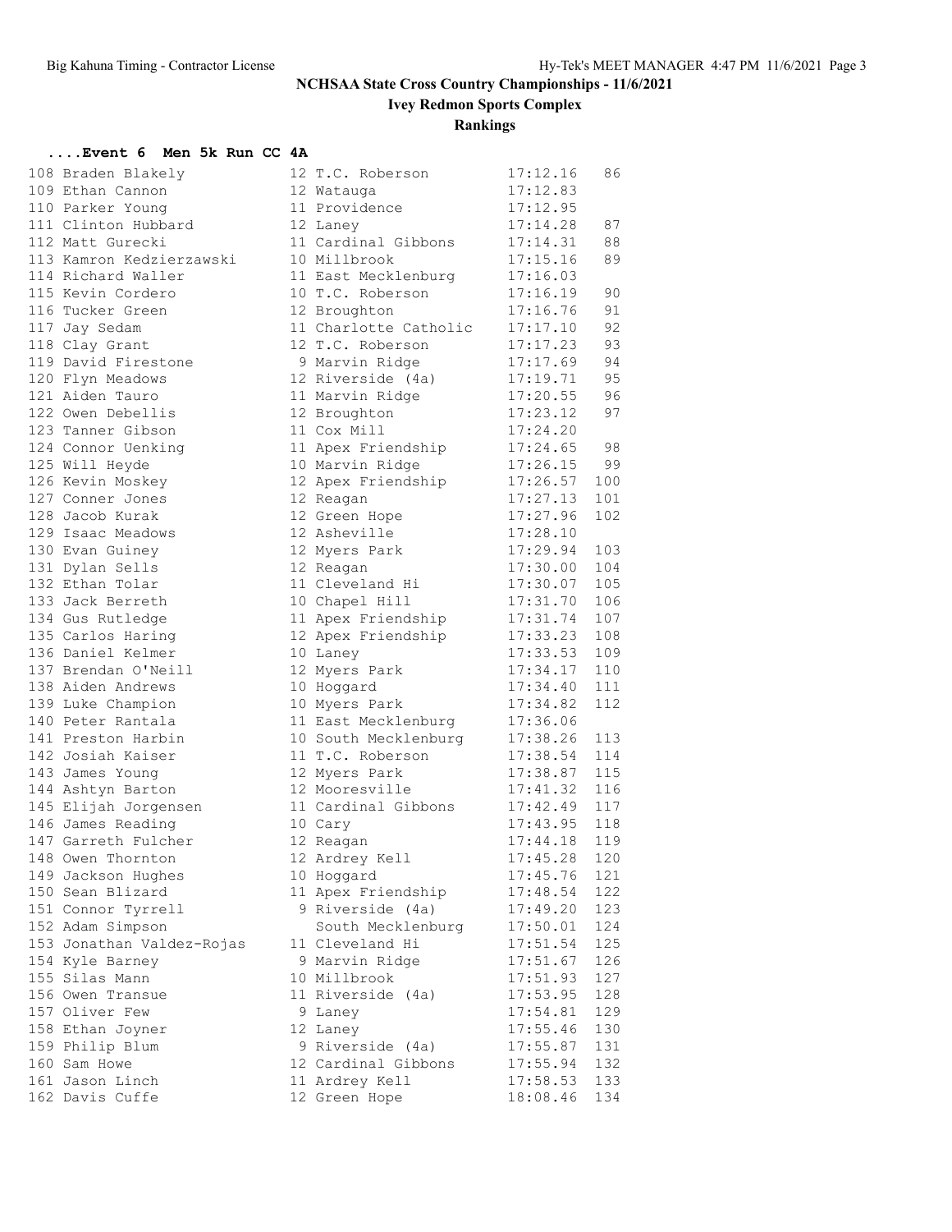## NCHSAA State Cross Country Championships - 11/6/2021

### Ivey Redmon Sports Complex

### Rankings

**....Event 6 Men 5k Run CC 4A**

| Place | Name | Yr | School | Time | Score |
|---|---|---|---|---|---|
| 108 | Braden Blakely | 12 | T.C. Roberson | 17:12.16 | 86 |
| 109 | Ethan Cannon | 12 | Watauga | 17:12.83 | |
| 110 | Parker Young | 11 | Providence | 17:12.95 | |
| 111 | Clinton Hubbard | 12 | Laney | 17:14.28 | 87 |
| 112 | Matt Gurecki | 11 | Cardinal Gibbons | 17:14.31 | 88 |
| 113 | Kamron Kedzierzawski | 10 | Millbrook | 17:15.16 | 89 |
| 114 | Richard Waller | 11 | East Mecklenburg | 17:16.03 | |
| 115 | Kevin Cordero | 10 | T.C. Roberson | 17:16.19 | 90 |
| 116 | Tucker Green | 12 | Broughton | 17:16.76 | 91 |
| 117 | Jay Sedam | 11 | Charlotte Catholic | 17:17.10 | 92 |
| 118 | Clay Grant | 12 | T.C. Roberson | 17:17.23 | 93 |
| 119 | David Firestone | 9 | Marvin Ridge | 17:17.69 | 94 |
| 120 | Flyn Meadows | 12 | Riverside (4a) | 17:19.71 | 95 |
| 121 | Aiden Tauro | 11 | Marvin Ridge | 17:20.55 | 96 |
| 122 | Owen Debellis | 12 | Broughton | 17:23.12 | 97 |
| 123 | Tanner Gibson | 11 | Cox Mill | 17:24.20 | |
| 124 | Connor Uenking | 11 | Apex Friendship | 17:24.65 | 98 |
| 125 | Will Heyde | 10 | Marvin Ridge | 17:26.15 | 99 |
| 126 | Kevin Moskey | 12 | Apex Friendship | 17:26.57 | 100 |
| 127 | Conner Jones | 12 | Reagan | 17:27.13 | 101 |
| 128 | Jacob Kurak | 12 | Green Hope | 17:27.96 | 102 |
| 129 | Isaac Meadows | 12 | Asheville | 17:28.10 | |
| 130 | Evan Guiney | 12 | Myers Park | 17:29.94 | 103 |
| 131 | Dylan Sells | 12 | Reagan | 17:30.00 | 104 |
| 132 | Ethan Tolar | 11 | Cleveland Hi | 17:30.07 | 105 |
| 133 | Jack Berreth | 10 | Chapel Hill | 17:31.70 | 106 |
| 134 | Gus Rutledge | 11 | Apex Friendship | 17:31.74 | 107 |
| 135 | Carlos Haring | 12 | Apex Friendship | 17:33.23 | 108 |
| 136 | Daniel Kelmer | 10 | Laney | 17:33.53 | 109 |
| 137 | Brendan O'Neill | 12 | Myers Park | 17:34.17 | 110 |
| 138 | Aiden Andrews | 10 | Hoggard | 17:34.40 | 111 |
| 139 | Luke Champion | 10 | Myers Park | 17:34.82 | 112 |
| 140 | Peter Rantala | 11 | East Mecklenburg | 17:36.06 | |
| 141 | Preston Harbin | 10 | South Mecklenburg | 17:38.26 | 113 |
| 142 | Josiah Kaiser | 11 | T.C. Roberson | 17:38.54 | 114 |
| 143 | James Young | 12 | Myers Park | 17:38.87 | 115 |
| 144 | Ashtyn Barton | 12 | Mooresville | 17:41.32 | 116 |
| 145 | Elijah Jorgensen | 11 | Cardinal Gibbons | 17:42.49 | 117 |
| 146 | James Reading | 10 | Cary | 17:43.95 | 118 |
| 147 | Garreth Fulcher | 12 | Reagan | 17:44.18 | 119 |
| 148 | Owen Thornton | 12 | Ardrey Kell | 17:45.28 | 120 |
| 149 | Jackson Hughes | 10 | Hoggard | 17:45.76 | 121 |
| 150 | Sean Blizard | 11 | Apex Friendship | 17:48.54 | 122 |
| 151 | Connor Tyrrell | 9 | Riverside (4a) | 17:49.20 | 123 |
| 152 | Adam Simpson | | South Mecklenburg | 17:50.01 | 124 |
| 153 | Jonathan Valdez-Rojas | 11 | Cleveland Hi | 17:51.54 | 125 |
| 154 | Kyle Barney | 9 | Marvin Ridge | 17:51.67 | 126 |
| 155 | Silas Mann | 10 | Millbrook | 17:51.93 | 127 |
| 156 | Owen Transue | 11 | Riverside (4a) | 17:53.95 | 128 |
| 157 | Oliver Few | 9 | Laney | 17:54.81 | 129 |
| 158 | Ethan Joyner | 12 | Laney | 17:55.46 | 130 |
| 159 | Philip Blum | 9 | Riverside (4a) | 17:55.87 | 131 |
| 160 | Sam Howe | 12 | Cardinal Gibbons | 17:55.94 | 132 |
| 161 | Jason Linch | 11 | Ardrey Kell | 17:58.53 | 133 |
| 162 | Davis Cuffe | 12 | Green Hope | 18:08.46 | 134 |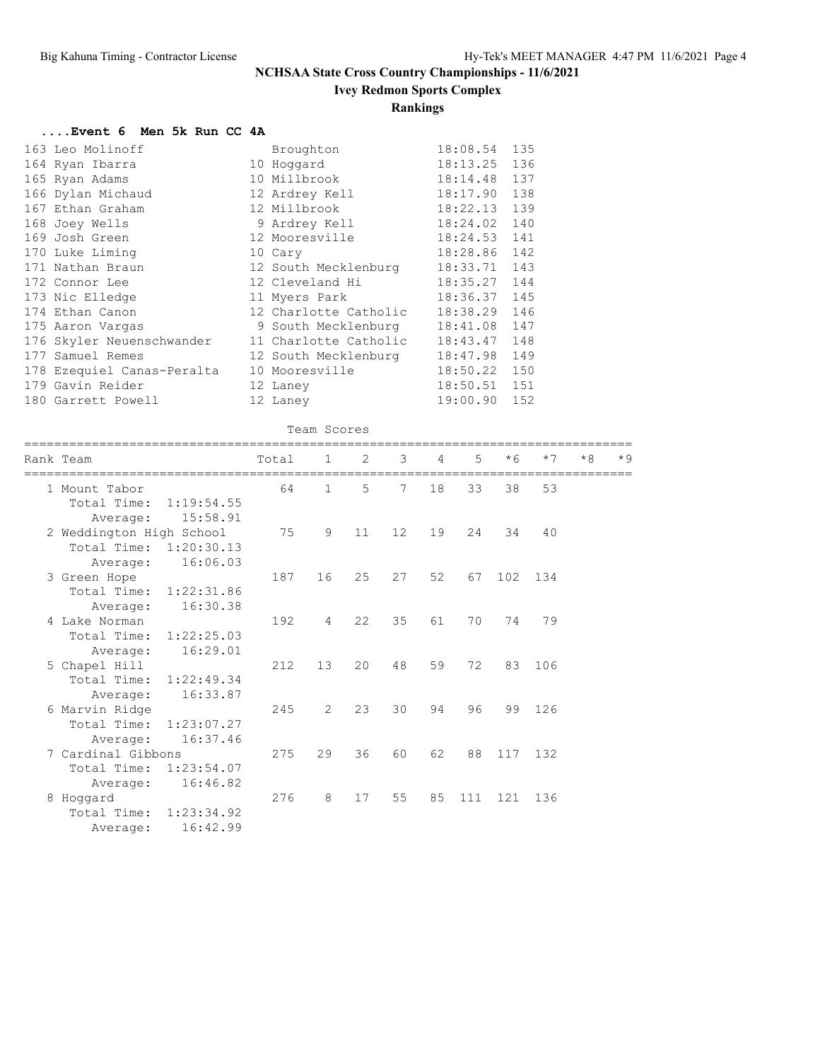# NCHSAA State Cross Country Championships - 11/6/2021

## Ivey Redmon Sports Complex

### Rankings

#### ....Event 6 Men 5k Run CC 4A

| Place | Name | Yr | School | Time | Points |
|---|---|---|---|---|---|
| 163 | Leo Molinoff | | Broughton | 18:08.54 | 135 |
| 164 | Ryan Ibarra | 10 | Hoggard | 18:13.25 | 136 |
| 165 | Ryan Adams | 10 | Millbrook | 18:14.48 | 137 |
| 166 | Dylan Michaud | 12 | Ardrey Kell | 18:17.90 | 138 |
| 167 | Ethan Graham | 12 | Millbrook | 18:22.13 | 139 |
| 168 | Joey Wells | 9 | Ardrey Kell | 18:24.02 | 140 |
| 169 | Josh Green | 12 | Mooresville | 18:24.53 | 141 |
| 170 | Luke Liming | 10 | Cary | 18:28.86 | 142 |
| 171 | Nathan Braun | 12 | South Mecklenburg | 18:33.71 | 143 |
| 172 | Connor Lee | 12 | Cleveland Hi | 18:35.27 | 144 |
| 173 | Nic Elledge | 11 | Myers Park | 18:36.37 | 145 |
| 174 | Ethan Canon | 12 | Charlotte Catholic | 18:38.29 | 146 |
| 175 | Aaron Vargas | 9 | South Mecklenburg | 18:41.08 | 147 |
| 176 | Skyler Neuenschwander | 11 | Charlotte Catholic | 18:43.47 | 148 |
| 177 | Samuel Remes | 12 | South Mecklenburg | 18:47.98 | 149 |
| 178 | Ezequiel Canas-Peralta | 10 | Mooresville | 18:50.22 | 150 |
| 179 | Gavin Reider | 12 | Laney | 18:50.51 | 151 |
| 180 | Garrett Powell | 12 | Laney | 19:00.90 | 152 |

Team Scores

| Rank | Team | Total | 1 | 2 | 3 | 4 | 5 | *6 | *7 | *8 | *9 |
|---|---|---|---|---|---|---|---|---|---|---|---|
| 1 | Mount Tabor | 64 | 1 | 5 | 7 | 18 | 33 | 38 | 53 | | |
| | Total Time: 1:19:54.55 | | | | | | | | | | |
| | Average: 15:58.91 | | | | | | | | | | |
| 2 | Weddington High School | 75 | 9 | 11 | 12 | 19 | 24 | 34 | 40 | | |
| | Total Time: 1:20:30.13 | | | | | | | | | | |
| | Average: 16:06.03 | | | | | | | | | | |
| 3 | Green Hope | 187 | 16 | 25 | 27 | 52 | 67 | 102 | 134 | | |
| | Total Time: 1:22:31.86 | | | | | | | | | | |
| | Average: 16:30.38 | | | | | | | | | | |
| 4 | Lake Norman | 192 | 4 | 22 | 35 | 61 | 70 | 74 | 79 | | |
| | Total Time: 1:22:25.03 | | | | | | | | | | |
| | Average: 16:29.01 | | | | | | | | | | |
| 5 | Chapel Hill | 212 | 13 | 20 | 48 | 59 | 72 | 83 | 106 | | |
| | Total Time: 1:22:49.34 | | | | | | | | | | |
| | Average: 16:33.87 | | | | | | | | | | |
| 6 | Marvin Ridge | 245 | 2 | 23 | 30 | 94 | 96 | 99 | 126 | | |
| | Total Time: 1:23:07.27 | | | | | | | | | | |
| | Average: 16:37.46 | | | | | | | | | | |
| 7 | Cardinal Gibbons | 275 | 29 | 36 | 60 | 62 | 88 | 117 | 132 | | |
| | Total Time: 1:23:54.07 | | | | | | | | | | |
| | Average: 16:46.82 | | | | | | | | | | |
| 8 | Hoggard | 276 | 8 | 17 | 55 | 85 | 111 | 121 | 136 | | |
| | Total Time: 1:23:34.92 | | | | | | | | | | |
| | Average: 16:42.99 | | | | | | | | | | |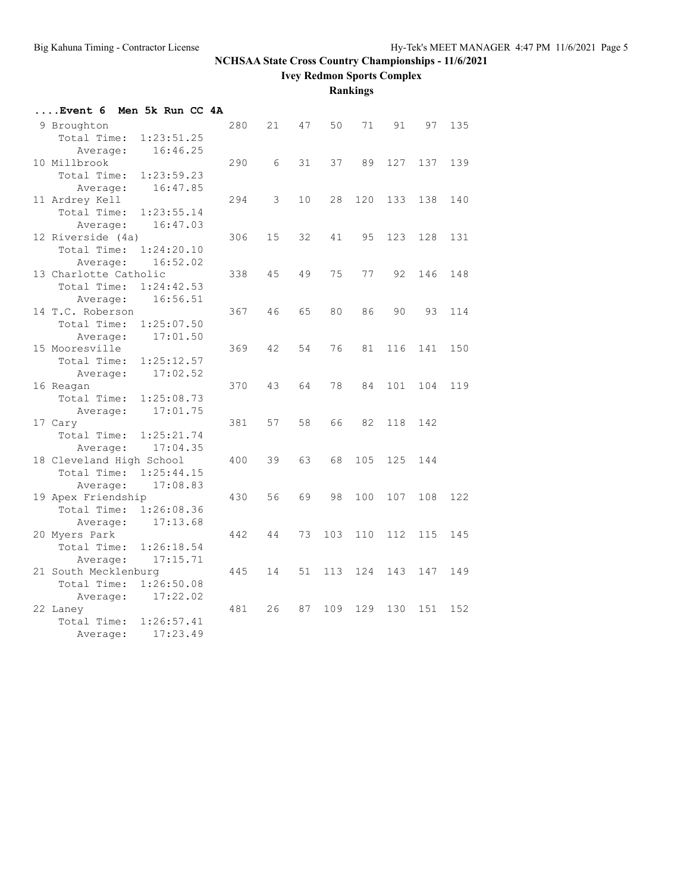# NCHSAA State Cross Country Championships - 11/6/2021

## Ivey Redmon Sports Complex

### Rankings

**....Event 6 Men 5k Run CC 4A**

| | | | | | | | | | |
|---|---|---|---|---|---|---|---|---|---|
| 9 Broughton | 280 | 21 | 47 | 50 | 71 | 91 | 97 | 135 | |
| Total Time: 1:23:51.25 | | | | | | | | | |
| Average: 16:46.25 | | | | | | | | | |
| 10 Millbrook | 290 | 6 | 31 | 37 | 89 | 127 | 137 | 139 | |
| Total Time: 1:23:59.23 | | | | | | | | | |
| Average: 16:47.85 | | | | | | | | | |
| 11 Ardrey Kell | 294 | 3 | 10 | 28 | 120 | 133 | 138 | 140 | |
| Total Time: 1:23:55.14 | | | | | | | | | |
| Average: 16:47.03 | | | | | | | | | |
| 12 Riverside (4a) | 306 | 15 | 32 | 41 | 95 | 123 | 128 | 131 | |
| Total Time: 1:24:20.10 | | | | | | | | | |
| Average: 16:52.02 | | | | | | | | | |
| 13 Charlotte Catholic | 338 | 45 | 49 | 75 | 77 | 92 | 146 | 148 | |
| Total Time: 1:24:42.53 | | | | | | | | | |
| Average: 16:56.51 | | | | | | | | | |
| 14 T.C. Roberson | 367 | 46 | 65 | 80 | 86 | 90 | 93 | 114 | |
| Total Time: 1:25:07.50 | | | | | | | | | |
| Average: 17:01.50 | | | | | | | | | |
| 15 Mooresville | 369 | 42 | 54 | 76 | 81 | 116 | 141 | 150 | |
| Total Time: 1:25:12.57 | | | | | | | | | |
| Average: 17:02.52 | | | | | | | | | |
| 16 Reagan | 370 | 43 | 64 | 78 | 84 | 101 | 104 | 119 | |
| Total Time: 1:25:08.73 | | | | | | | | | |
| Average: 17:01.75 | | | | | | | | | |
| 17 Cary | 381 | 57 | 58 | 66 | 82 | 118 | 142 | | |
| Total Time: 1:25:21.74 | | | | | | | | | |
| Average: 17:04.35 | | | | | | | | | |
| 18 Cleveland High School | 400 | 39 | 63 | 68 | 105 | 125 | 144 | | |
| Total Time: 1:25:44.15 | | | | | | | | | |
| Average: 17:08.83 | | | | | | | | | |
| 19 Apex Friendship | 430 | 56 | 69 | 98 | 100 | 107 | 108 | 122 | |
| Total Time: 1:26:08.36 | | | | | | | | | |
| Average: 17:13.68 | | | | | | | | | |
| 20 Myers Park | 442 | 44 | 73 | 103 | 110 | 112 | 115 | 145 | |
| Total Time: 1:26:18.54 | | | | | | | | | |
| Average: 17:15.71 | | | | | | | | | |
| 21 South Mecklenburg | 445 | 14 | 51 | 113 | 124 | 143 | 147 | 149 | |
| Total Time: 1:26:50.08 | | | | | | | | | |
| Average: 17:22.02 | | | | | | | | | |
| 22 Laney | 481 | 26 | 87 | 109 | 129 | 130 | 151 | 152 | |
| Total Time: 1:26:57.41 | | | | | | | | | |
| Average: 17:23.49 | | | | | | | | | |